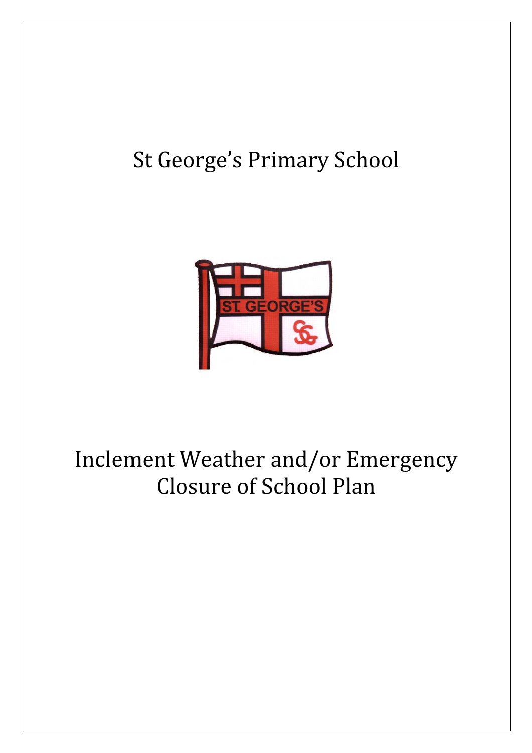# St George's Primary School

# Inclement Weather and/or Emergency Closure of School Plan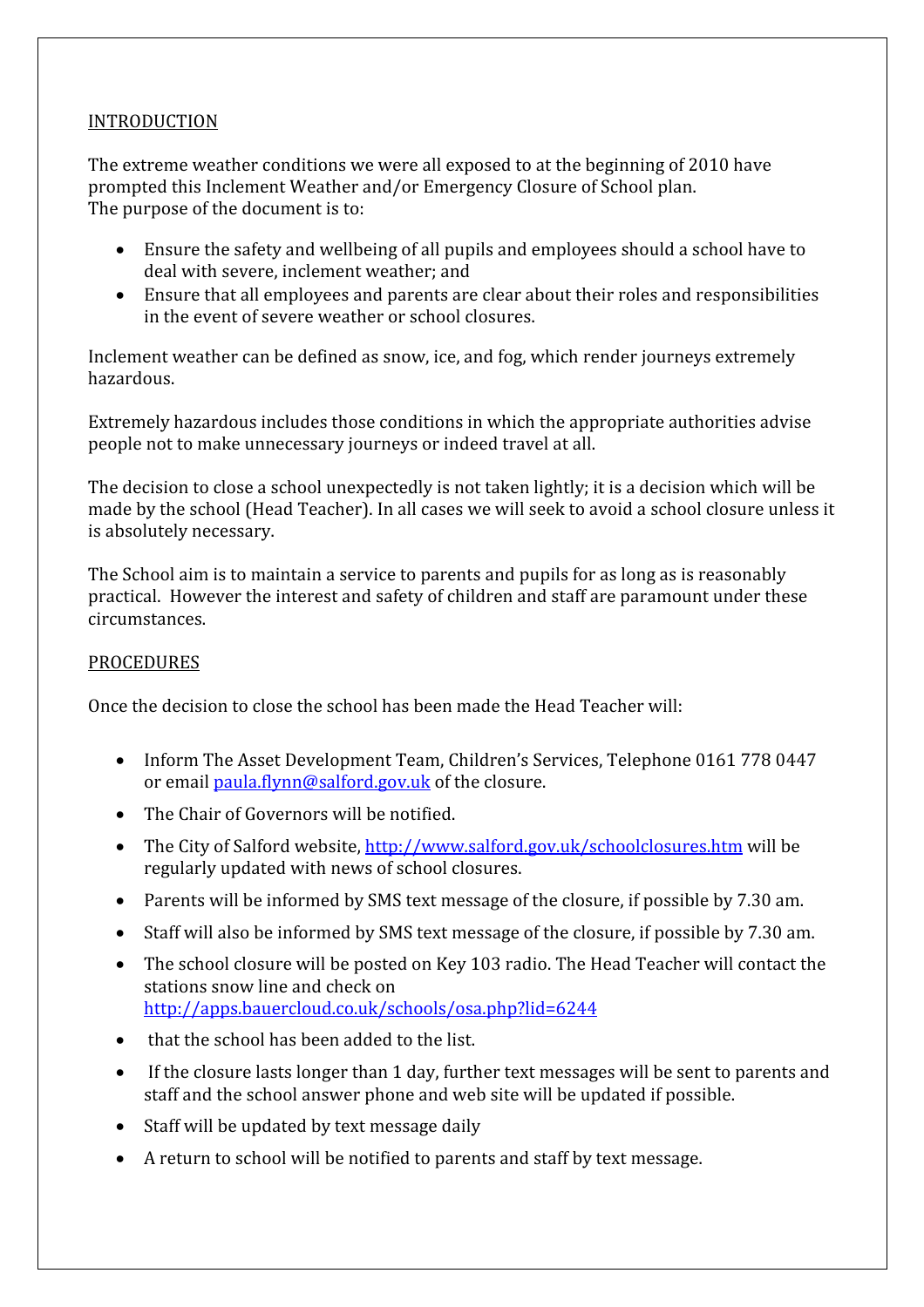## INTRODUCTION

The extreme weather conditions we were all exposed to at the beginning of 2010 have prompted this Inclement Weather and/or Emergency Closure of School plan.
The purpose of the document is to:

- Ensure the safety and wellbeing of all pupils and employees should a school have to deal with severe, inclement weather; and
- Ensure that all employees and parents are clear about their roles and responsibilities in the event of severe weather or school closures.

Inclement weather can be defined as snow, ice, and fog, which render journeys extremely hazardous.

Extremely hazardous includes those conditions in which the appropriate authorities advise people not to make unnecessary journeys or indeed travel at all.

The decision to close a school unexpectedly is not taken lightly; it is a decision which will be made by the school (Head Teacher). In all cases we will seek to avoid a school closure unless it is absolutely necessary.

The School aim is to maintain a service to parents and pupils for as long as is reasonably practical. However the interest and safety of children and staff are paramount under these circumstances.

## PROCEDURES

Once the decision to close the school has been made the Head Teacher will:

- Inform The Asset Development Team, Children's Services, Telephone 0161 778 0447 or email paula.flynn@salford.gov.uk of the closure.
- The Chair of Governors will be notified.
- The City of Salford website, http://www.salford.gov.uk/schoolclosures.htm will be regularly updated with news of school closures.
- Parents will be informed by SMS text message of the closure, if possible by 7.30 am.
- Staff will also be informed by SMS text message of the closure, if possible by 7.30 am.
- The school closure will be posted on Key 103 radio. The Head Teacher will contact the stations snow line and check on http://apps.bauercloud.co.uk/schools/osa.php?lid=6244
- that the school has been added to the list.
- If the closure lasts longer than 1 day, further text messages will be sent to parents and staff and the school answer phone and web site will be updated if possible.
- Staff will be updated by text message daily
- A return to school will be notified to parents and staff by text message.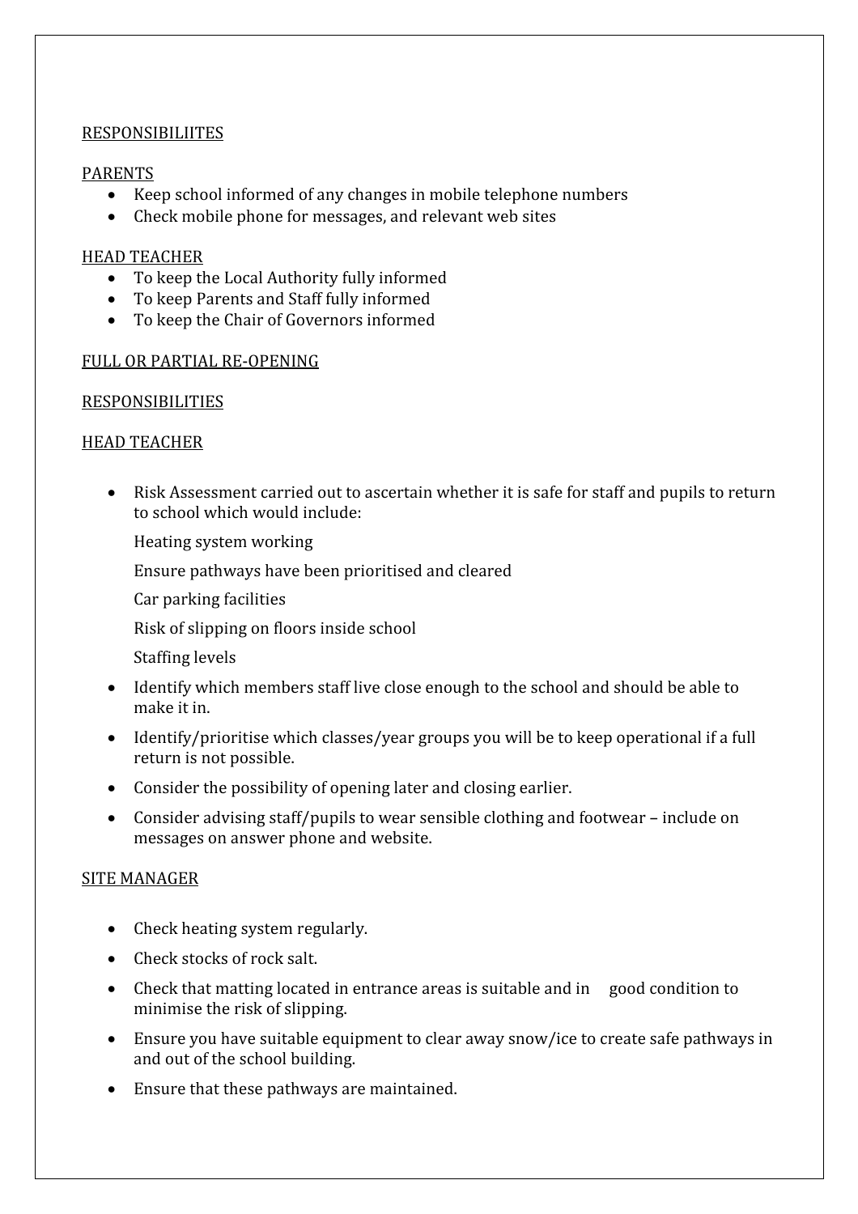RESPONSIBILIITES

PARENTS

- Keep school informed of any changes in mobile telephone numbers
- Check mobile phone for messages, and relevant web sites

HEAD TEACHER

- To keep the Local Authority fully informed
- To keep Parents and Staff fully informed
- To keep the Chair of Governors informed

FULL OR PARTIAL RE-OPENING

RESPONSIBILITIES

HEAD TEACHER

- Risk Assessment carried out to ascertain whether it is safe for staff and pupils to return to school which would include:

  Heating system working

  Ensure pathways have been prioritised and cleared

  Car parking facilities

  Risk of slipping on floors inside school

  Staffing levels

- Identify which members staff live close enough to the school and should be able to make it in.
- Identify/prioritise which classes/year groups you will be to keep operational if a full return is not possible.
- Consider the possibility of opening later and closing earlier.
- Consider advising staff/pupils to wear sensible clothing and footwear – include on messages on answer phone and website.

SITE MANAGER

- Check heating system regularly.
- Check stocks of rock salt.
- Check that matting located in entrance areas is suitable and in good condition to minimise the risk of slipping.
- Ensure you have suitable equipment to clear away snow/ice to create safe pathways in and out of the school building.
- Ensure that these pathways are maintained.